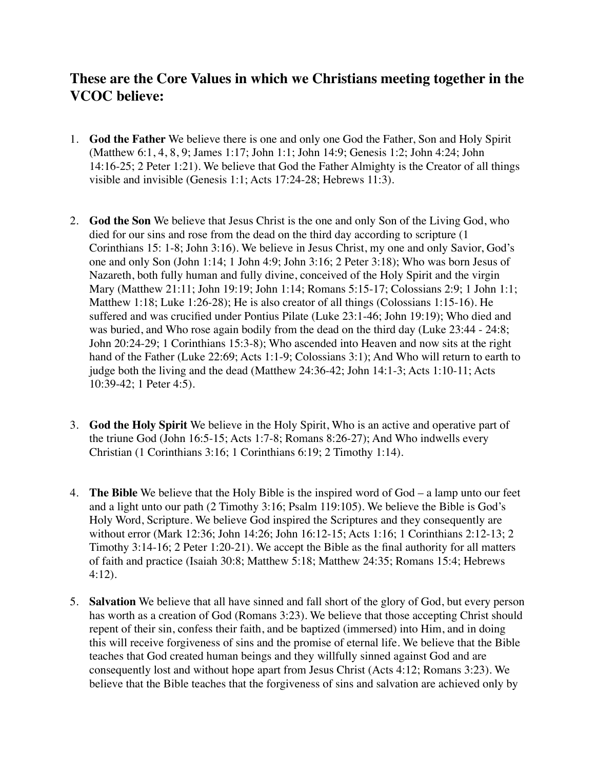## These are the Core Values in which we Christians meeting together in the VCOC believe:

1. **God the Father** We believe there is one and only one God the Father, Son and Holy Spirit (Matthew 6:1, 4, 8, 9; James 1:17; John 1:1; John 14:9; Genesis 1:2; John 4:24; John 14:16-25; 2 Peter 1:21). We believe that God the Father Almighty is the Creator of all things visible and invisible (Genesis 1:1; Acts 17:24-28; Hebrews 11:3).

2. **God the Son** We believe that Jesus Christ is the one and only Son of the Living God, who died for our sins and rose from the dead on the third day according to scripture (1 Corinthians 15: 1-8; John 3:16). We believe in Jesus Christ, my one and only Savior, God's one and only Son (John 1:14; 1 John 4:9; John 3:16; 2 Peter 3:18); Who was born Jesus of Nazareth, both fully human and fully divine, conceived of the Holy Spirit and the virgin Mary (Matthew 21:11; John 19:19; John 1:14; Romans 5:15-17; Colossians 2:9; 1 John 1:1; Matthew 1:18; Luke 1:26-28); He is also creator of all things (Colossians 1:15-16). He suffered and was crucified under Pontius Pilate (Luke 23:1-46; John 19:19); Who died and was buried, and Who rose again bodily from the dead on the third day (Luke 23:44 - 24:8; John 20:24-29; 1 Corinthians 15:3-8); Who ascended into Heaven and now sits at the right hand of the Father (Luke 22:69; Acts 1:1-9; Colossians 3:1); And Who will return to earth to judge both the living and the dead (Matthew 24:36-42; John 14:1-3; Acts 1:10-11; Acts 10:39-42; 1 Peter 4:5).

3. **God the Holy Spirit** We believe in the Holy Spirit, Who is an active and operative part of the triune God (John 16:5-15; Acts 1:7-8; Romans 8:26-27); And Who indwells every Christian (1 Corinthians 3:16; 1 Corinthians 6:19; 2 Timothy 1:14).

4. **The Bible** We believe that the Holy Bible is the inspired word of God – a lamp unto our feet and a light unto our path (2 Timothy 3:16; Psalm 119:105). We believe the Bible is God's Holy Word, Scripture. We believe God inspired the Scriptures and they consequently are without error (Mark 12:36; John 14:26; John 16:12-15; Acts 1:16; 1 Corinthians 2:12-13; 2 Timothy 3:14-16; 2 Peter 1:20-21). We accept the Bible as the final authority for all matters of faith and practice (Isaiah 30:8; Matthew 5:18; Matthew 24:35; Romans 15:4; Hebrews 4:12).

5. **Salvation** We believe that all have sinned and fall short of the glory of God, but every person has worth as a creation of God (Romans 3:23). We believe that those accepting Christ should repent of their sin, confess their faith, and be baptized (immersed) into Him, and in doing this will receive forgiveness of sins and the promise of eternal life. We believe that the Bible teaches that God created human beings and they willfully sinned against God and are consequently lost and without hope apart from Jesus Christ (Acts 4:12; Romans 3:23). We believe that the Bible teaches that the forgiveness of sins and salvation are achieved only by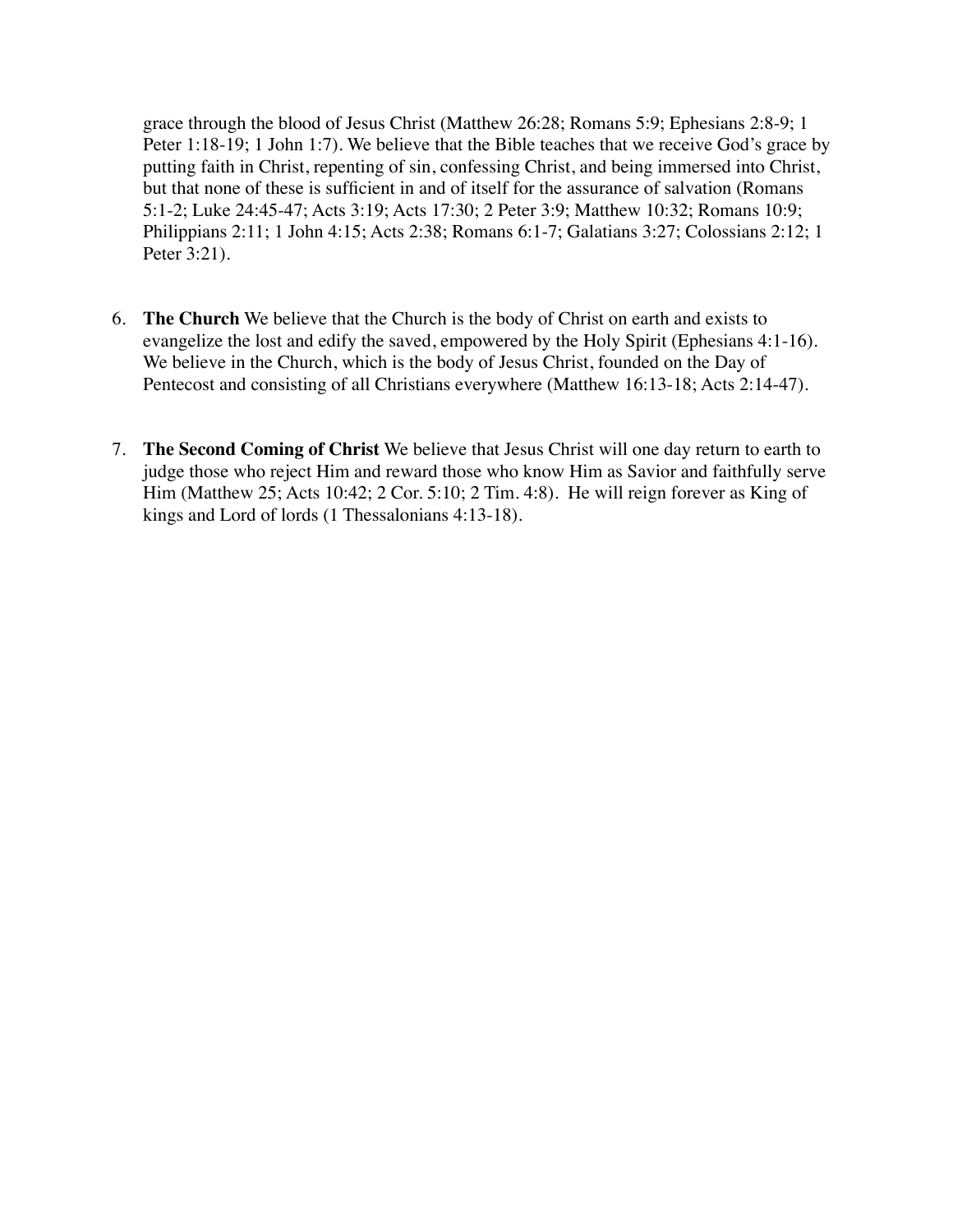grace through the blood of Jesus Christ (Matthew 26:28; Romans 5:9; Ephesians 2:8-9; 1 Peter 1:18-19; 1 John 1:7). We believe that the Bible teaches that we receive God's grace by putting faith in Christ, repenting of sin, confessing Christ, and being immersed into Christ, but that none of these is sufficient in and of itself for the assurance of salvation (Romans 5:1-2; Luke 24:45-47; Acts 3:19; Acts 17:30; 2 Peter 3:9; Matthew 10:32; Romans 10:9; Philippians 2:11; 1 John 4:15; Acts 2:38; Romans 6:1-7; Galatians 3:27; Colossians 2:12; 1 Peter 3:21).

6. **The Church** We believe that the Church is the body of Christ on earth and exists to evangelize the lost and edify the saved, empowered by the Holy Spirit (Ephesians 4:1-16). We believe in the Church, which is the body of Jesus Christ, founded on the Day of Pentecost and consisting of all Christians everywhere (Matthew 16:13-18; Acts 2:14-47).

7. **The Second Coming of Christ** We believe that Jesus Christ will one day return to earth to judge those who reject Him and reward those who know Him as Savior and faithfully serve Him (Matthew 25; Acts 10:42; 2 Cor. 5:10; 2 Tim. 4:8). He will reign forever as King of kings and Lord of lords (1 Thessalonians 4:13-18).